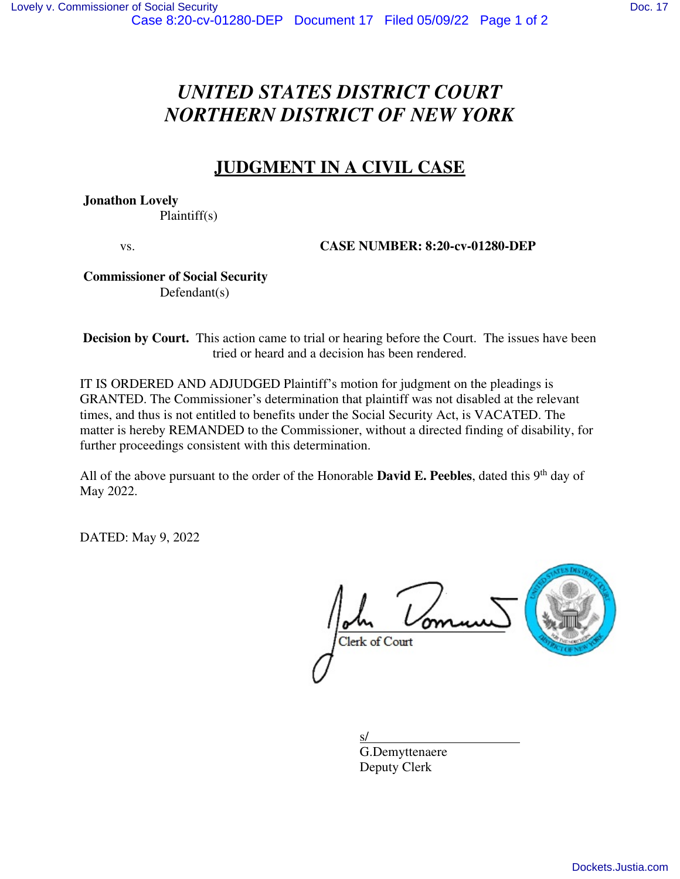# UNITED STATES DISTRICT COURT
# NORTHERN DISTRICT OF NEW YORK

## JUDGMENT IN A CIVIL CASE

**Jonathon Lovely**
Plaintiff(s)

vs. **CASE NUMBER: 8:20-cv-01280-DEP**

**Commissioner of Social Security**
Defendant(s)

**Decision by Court.** This action came to trial or hearing before the Court. The issues have been tried or heard and a decision has been rendered.

IT IS ORDERED AND ADJUDGED Plaintiff's motion for judgment on the pleadings is GRANTED. The Commissioner's determination that plaintiff was not disabled at the relevant times, and thus is not entitled to benefits under the Social Security Act, is VACATED. The matter is hereby REMANDED to the Commissioner, without a directed finding of disability, for further proceedings consistent with this determination.

All of the above pursuant to the order of the Honorable **David E. Peebles**, dated this 9th day of May 2022.

DATED: May 9, 2022

Clerk of Court

s/
G.Demyttenaere
Deputy Clerk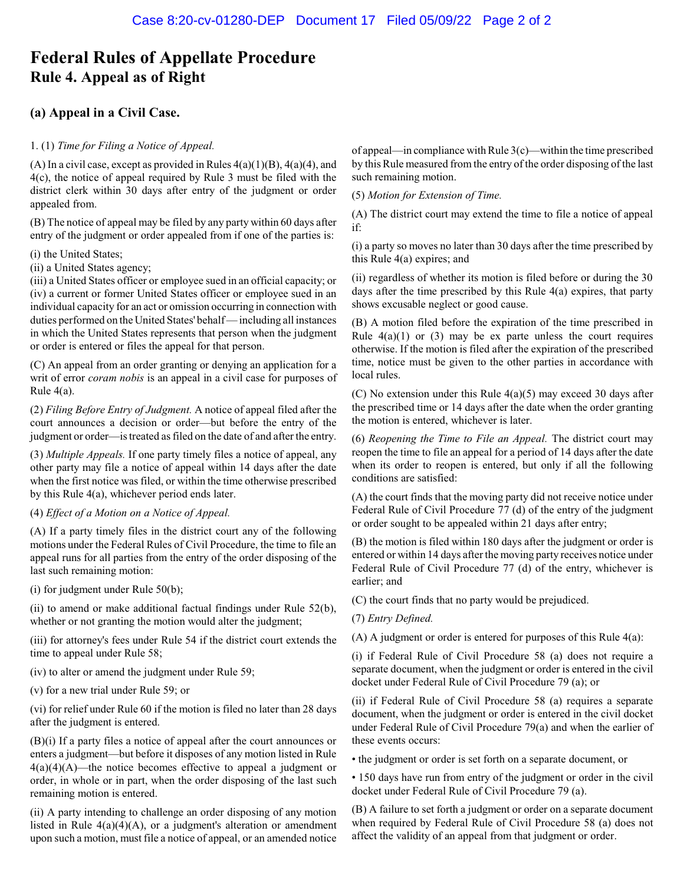# Federal Rules of Appellate Procedure

## Rule 4. Appeal as of Right

### (a) Appeal in a Civil Case.

1. (1) *Time for Filing a Notice of Appeal.*

(A) In a civil case, except as provided in Rules 4(a)(1)(B), 4(a)(4), and 4(c), the notice of appeal required by Rule 3 must be filed with the district clerk within 30 days after entry of the judgment or order appealed from.

(B) The notice of appeal may be filed by any party within 60 days after entry of the judgment or order appealed from if one of the parties is:

(i) the United States;
(ii) a United States agency;
(iii) a United States officer or employee sued in an official capacity; or
(iv) a current or former United States officer or employee sued in an individual capacity for an act or omission occurring in connection with duties performed on the United States' behalf — including all instances in which the United States represents that person when the judgment or order is entered or files the appeal for that person.

(C) An appeal from an order granting or denying an application for a writ of error *coram nobis* is an appeal in a civil case for purposes of Rule 4(a).

(2) *Filing Before Entry of Judgment.* A notice of appeal filed after the court announces a decision or order—but before the entry of the judgment or order—is treated as filed on the date of and after the entry.

(3) *Multiple Appeals.* If one party timely files a notice of appeal, any other party may file a notice of appeal within 14 days after the date when the first notice was filed, or within the time otherwise prescribed by this Rule 4(a), whichever period ends later.

(4) *Effect of a Motion on a Notice of Appeal.*

(A) If a party timely files in the district court any of the following motions under the Federal Rules of Civil Procedure, the time to file an appeal runs for all parties from the entry of the order disposing of the last such remaining motion:

(i) for judgment under Rule 50(b);

(ii) to amend or make additional factual findings under Rule 52(b), whether or not granting the motion would alter the judgment;

(iii) for attorney's fees under Rule 54 if the district court extends the time to appeal under Rule 58;

(iv) to alter or amend the judgment under Rule 59;

(v) for a new trial under Rule 59; or

(vi) for relief under Rule 60 if the motion is filed no later than 28 days after the judgment is entered.

(B)(i) If a party files a notice of appeal after the court announces or enters a judgment—but before it disposes of any motion listed in Rule 4(a)(4)(A)—the notice becomes effective to appeal a judgment or order, in whole or in part, when the order disposing of the last such remaining motion is entered.

(ii) A party intending to challenge an order disposing of any motion listed in Rule 4(a)(4)(A), or a judgment's alteration or amendment upon such a motion, must file a notice of appeal, or an amended notice of appeal—in compliance with Rule 3(c)—within the time prescribed by this Rule measured from the entry of the order disposing of the last such remaining motion.

(5) *Motion for Extension of Time.*

(A) The district court may extend the time to file a notice of appeal if:

(i) a party so moves no later than 30 days after the time prescribed by this Rule 4(a) expires; and

(ii) regardless of whether its motion is filed before or during the 30 days after the time prescribed by this Rule 4(a) expires, that party shows excusable neglect or good cause.

(B) A motion filed before the expiration of the time prescribed in Rule 4(a)(1) or (3) may be ex parte unless the court requires otherwise. If the motion is filed after the expiration of the prescribed time, notice must be given to the other parties in accordance with local rules.

(C) No extension under this Rule 4(a)(5) may exceed 30 days after the prescribed time or 14 days after the date when the order granting the motion is entered, whichever is later.

(6) *Reopening the Time to File an Appeal.* The district court may reopen the time to file an appeal for a period of 14 days after the date when its order to reopen is entered, but only if all the following conditions are satisfied:

(A) the court finds that the moving party did not receive notice under Federal Rule of Civil Procedure 77 (d) of the entry of the judgment or order sought to be appealed within 21 days after entry;

(B) the motion is filed within 180 days after the judgment or order is entered or within 14 days after the moving party receives notice under Federal Rule of Civil Procedure 77 (d) of the entry, whichever is earlier; and

(C) the court finds that no party would be prejudiced.

(7) *Entry Defined.*

(A) A judgment or order is entered for purposes of this Rule 4(a):

(i) if Federal Rule of Civil Procedure 58 (a) does not require a separate document, when the judgment or order is entered in the civil docket under Federal Rule of Civil Procedure 79 (a); or

(ii) if Federal Rule of Civil Procedure 58 (a) requires a separate document, when the judgment or order is entered in the civil docket under Federal Rule of Civil Procedure 79(a) and when the earlier of these events occurs:

- the judgment or order is set forth on a separate document, or
- 150 days have run from entry of the judgment or order in the civil docket under Federal Rule of Civil Procedure 79 (a).

(B) A failure to set forth a judgment or order on a separate document when required by Federal Rule of Civil Procedure 58 (a) does not affect the validity of an appeal from that judgment or order.